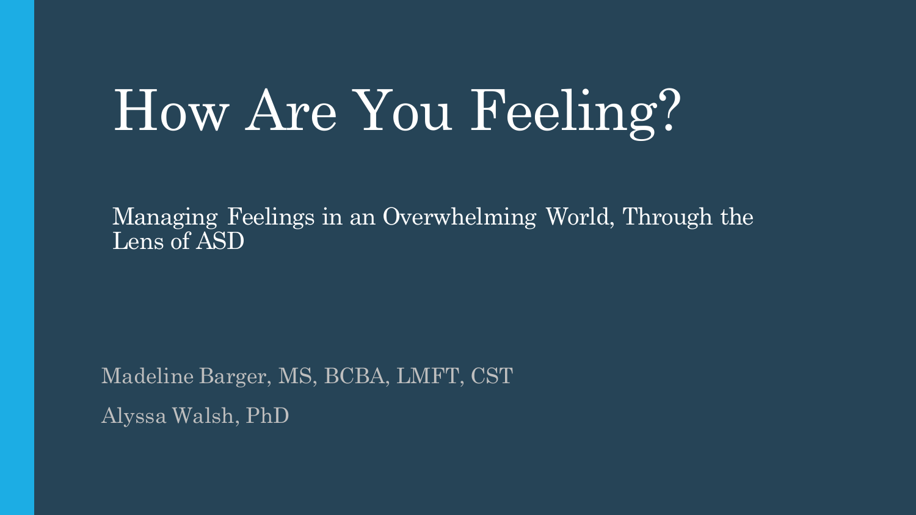# How Are You Feeling?

Managing Feelings in an Overwhelming World, Through the Lens of ASD

Madeline Barger, MS, BCBA, LMFT, CST

Alyssa Walsh, PhD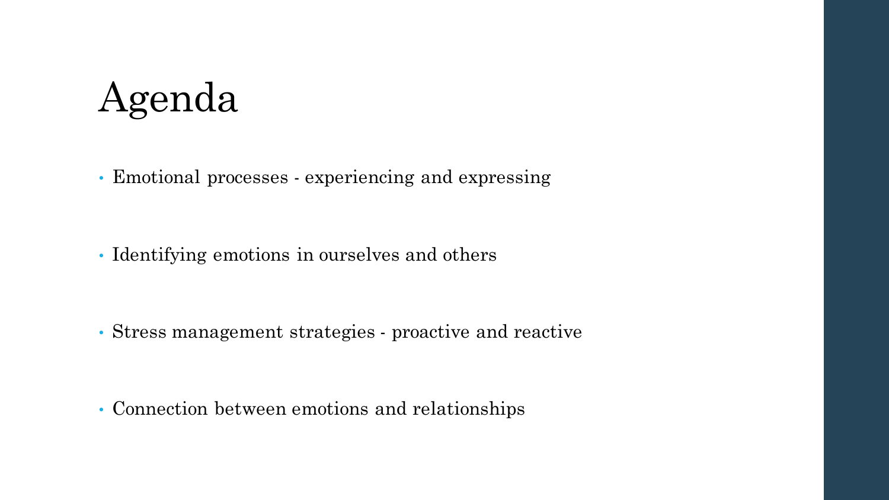# Agenda

- Emotional processes - experiencing and expressing
- Identifying emotions in ourselves and others
- Stress management strategies - proactive and reactive
- Connection between emotions and relationships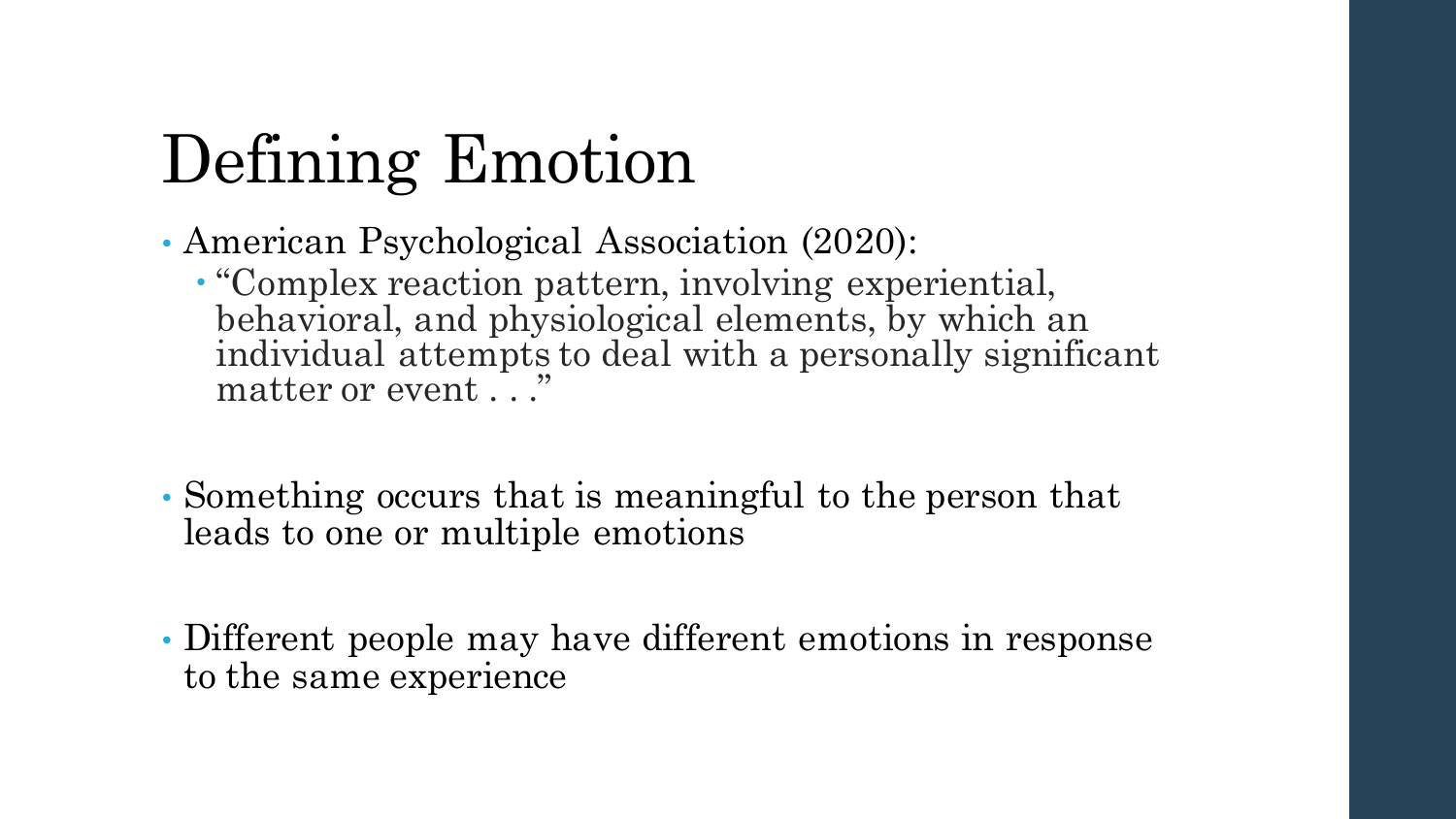# Defining Emotion

- American Psychological Association (2020):
  - "Complex reaction pattern, involving experiential, behavioral, and physiological elements, by which an individual attempts to deal with a personally significant matter or event . . ."

- Something occurs that is meaningful to the person that leads to one or multiple emotions

- Different people may have different emotions in response to the same experience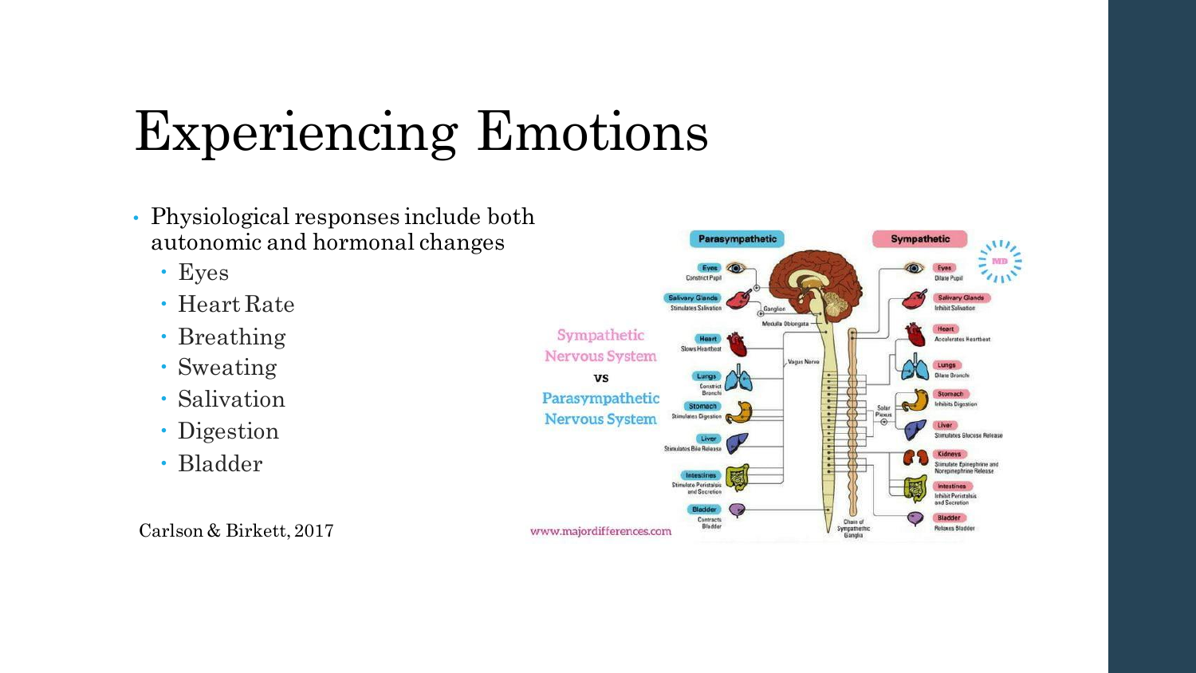# Experiencing Emotions

- Physiological responses include both autonomic and hormonal changes
  - Eyes
  - Heart Rate
  - Breathing
  - Sweating
  - Salivation
  - Digestion
  - Bladder

Carlson & Birkett, 2017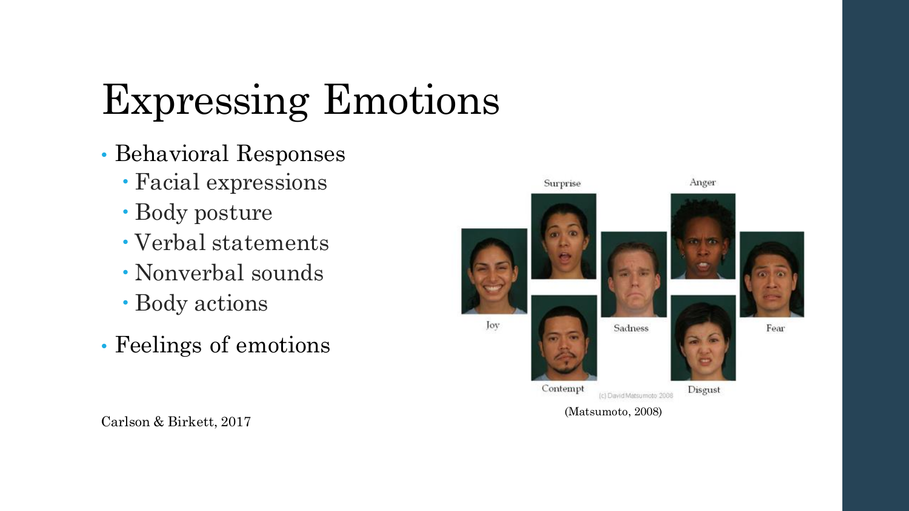# Expressing Emotions

- Behavioral Responses
  - Facial expressions
  - Body posture
  - Verbal statements
  - Nonverbal sounds
  - Body actions
- Feelings of emotions

Carlson & Birkett, 2017

(Matsumoto, 2008)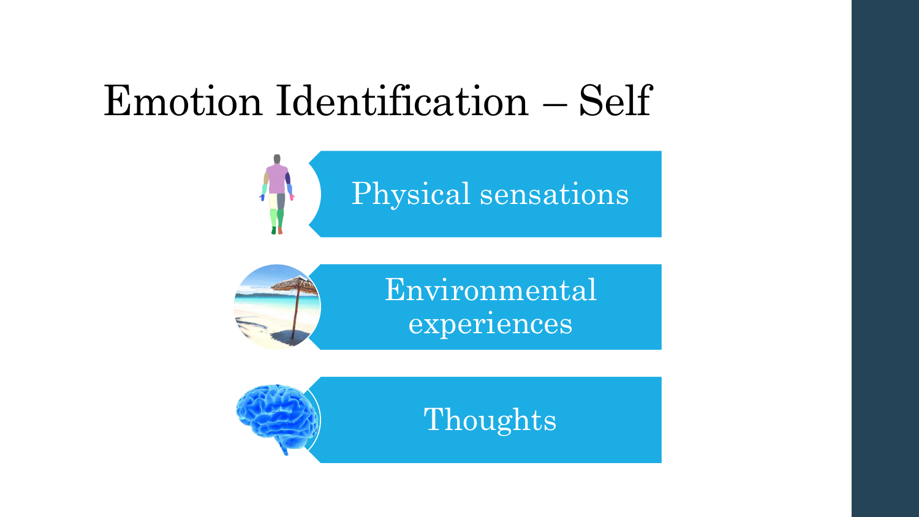# Emotion Identification – Self

- Physical sensations
- Environmental experiences
- Thoughts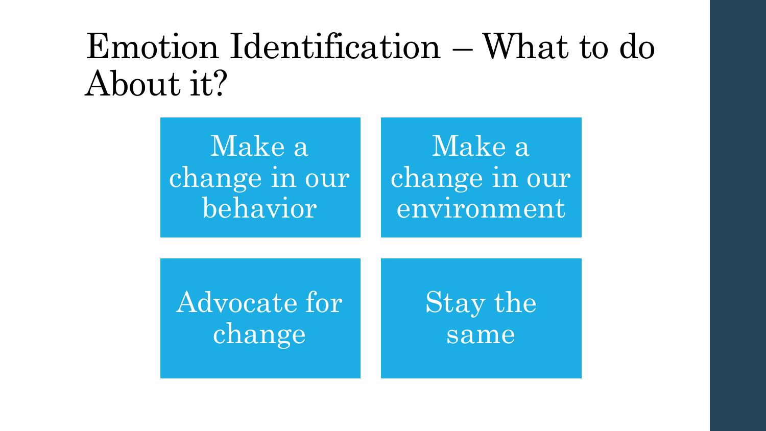# Emotion Identification – What to do About it?

- Make a change in our behavior
- Make a change in our environment
- Advocate for change
- Stay the same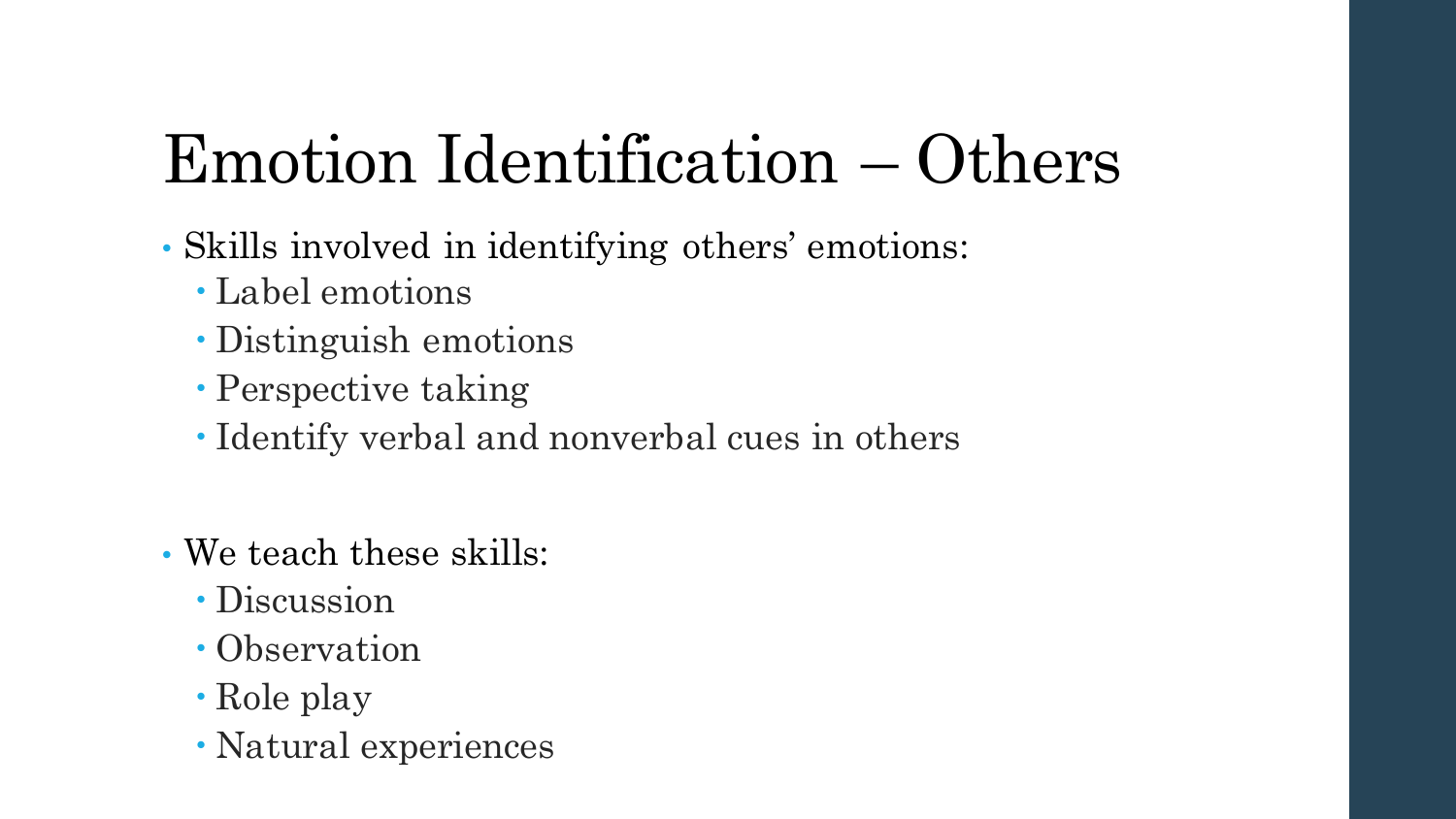# Emotion Identification – Others

- Skills involved in identifying others' emotions:
  - Label emotions
  - Distinguish emotions
  - Perspective taking
  - Identify verbal and nonverbal cues in others

- We teach these skills:
  - Discussion
  - Observation
  - Role play
  - Natural experiences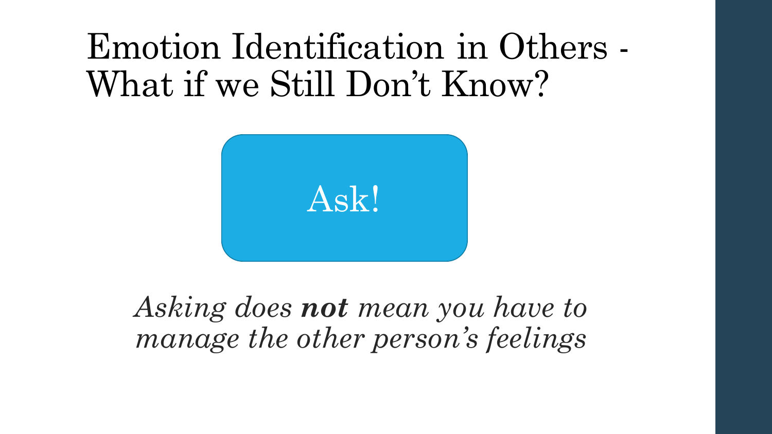# Emotion Identification in Others - What if we Still Don't Know?

Ask!

*Asking does **not** mean you have to manage the other person's feelings*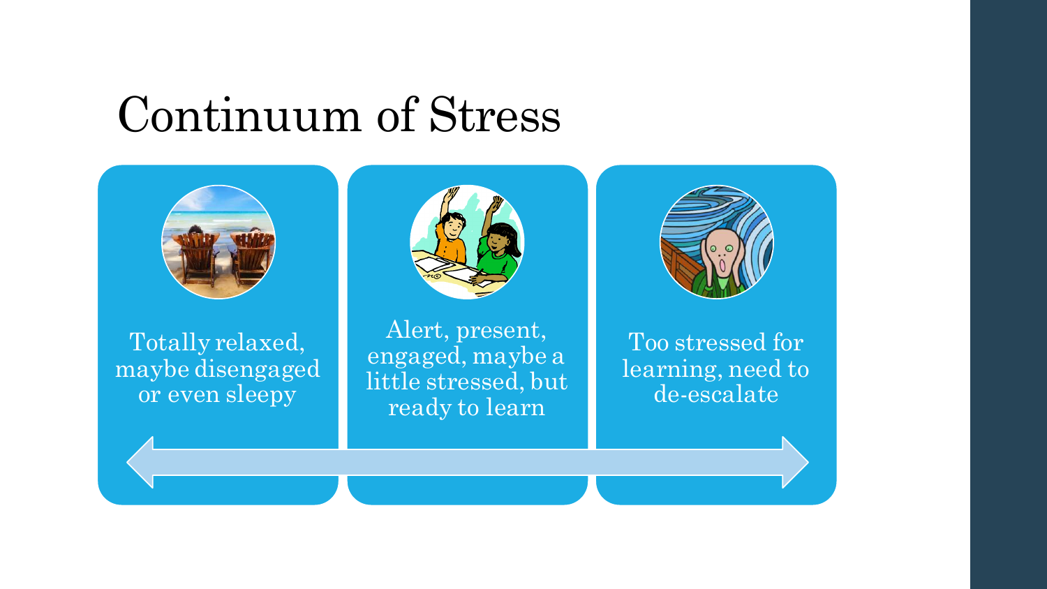# Continuum of Stress

Totally relaxed, maybe disengaged or even sleepy

Alert, present, engaged, maybe a little stressed, but ready to learn

Too stressed for learning, need to de-escalate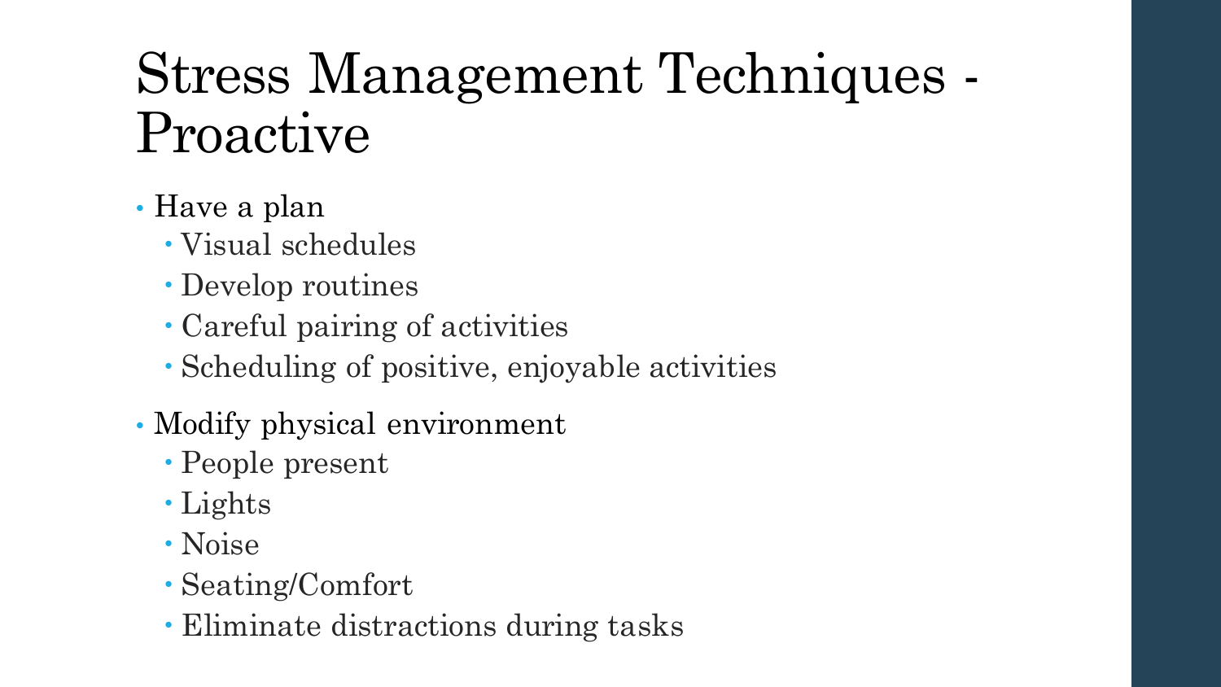# Stress Management Techniques - Proactive

- Have a plan
  - Visual schedules
  - Develop routines
  - Careful pairing of activities
  - Scheduling of positive, enjoyable activities
- Modify physical environment
  - People present
  - Lights
  - Noise
  - Seating/Comfort
  - Eliminate distractions during tasks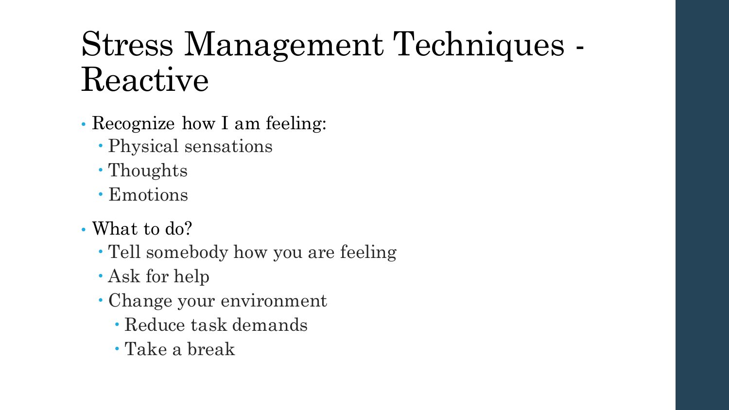# Stress Management Techniques - Reactive

- Recognize how I am feeling:
  - Physical sensations
  - Thoughts
  - Emotions
- What to do?
  - Tell somebody how you are feeling
  - Ask for help
  - Change your environment
    - Reduce task demands
    - Take a break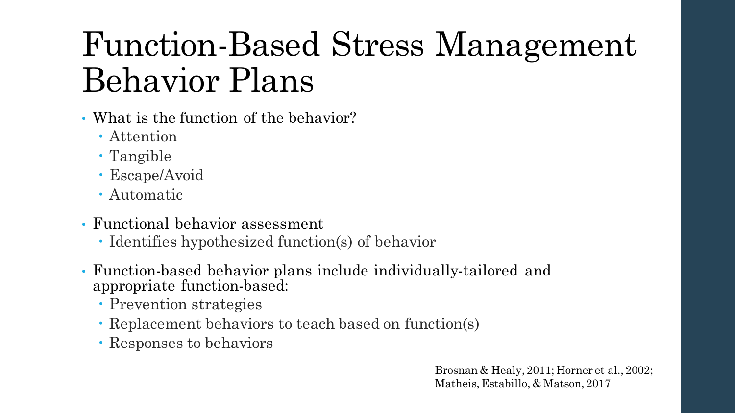# Function-Based Stress Management Behavior Plans

- What is the function of the behavior?
  - Attention
  - Tangible
  - Escape/Avoid
  - Automatic
- Functional behavior assessment
  - Identifies hypothesized function(s) of behavior
- Function-based behavior plans include individually-tailored and appropriate function-based:
  - Prevention strategies
  - Replacement behaviors to teach based on function(s)
  - Responses to behaviors

Brosnan & Healy, 2011; Horner et al., 2002; Matheis, Estabillo, & Matson, 2017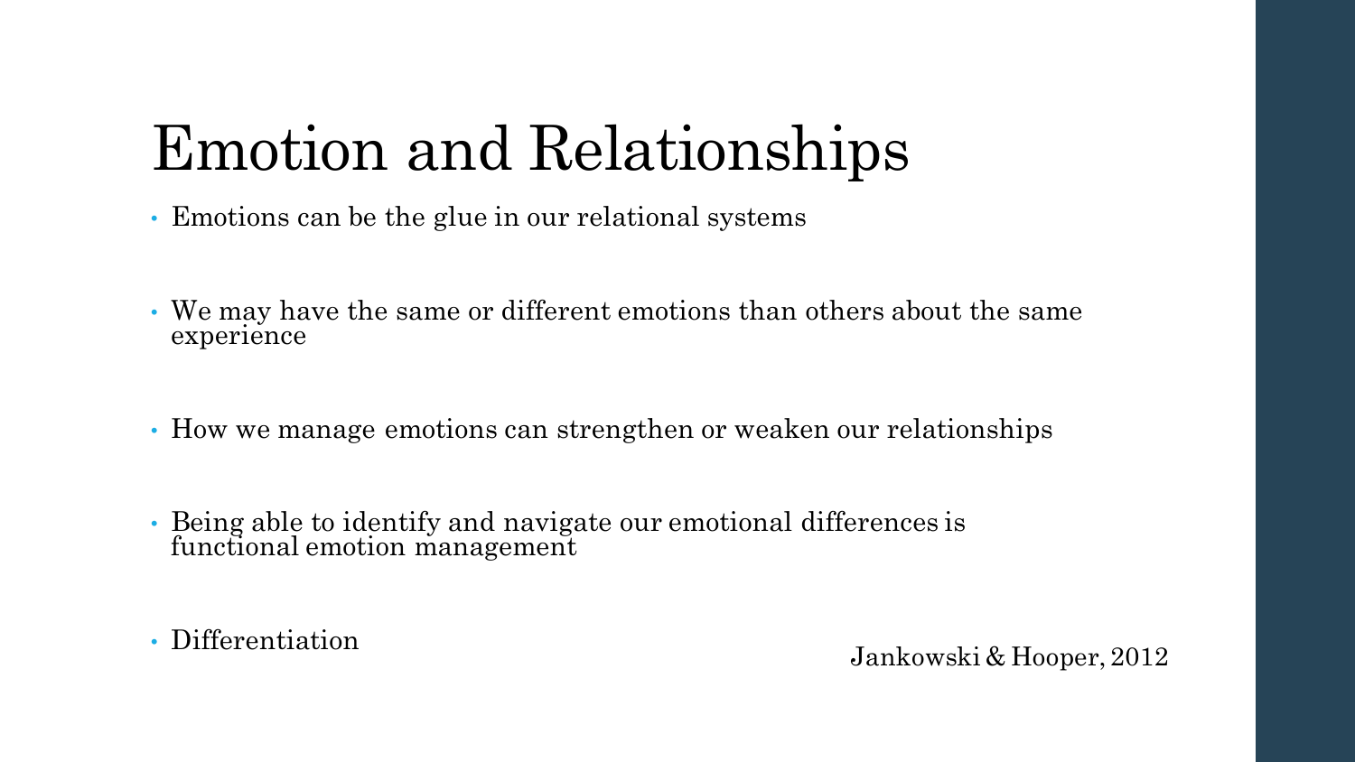# Emotion and Relationships

- Emotions can be the glue in our relational systems
- We may have the same or different emotions than others about the same experience
- How we manage emotions can strengthen or weaken our relationships
- Being able to identify and navigate our emotional differences is functional emotion management
- Differentiation

Jankowski & Hooper, 2012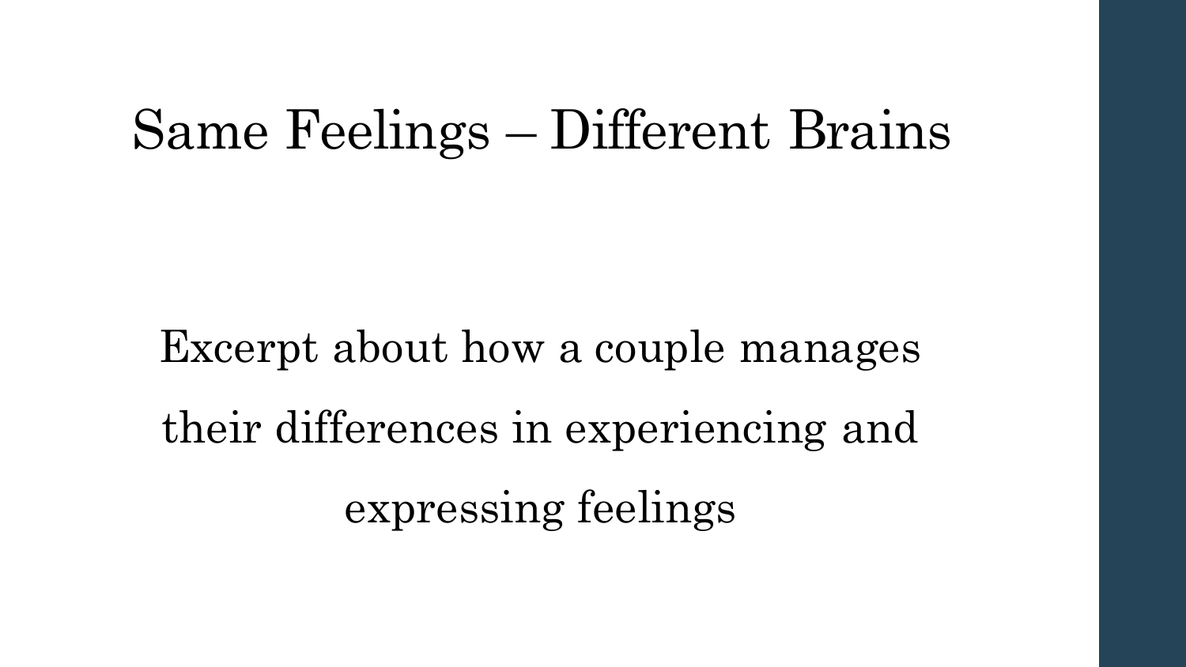# Same Feelings – Different Brains

Excerpt about how a couple manages their differences in experiencing and expressing feelings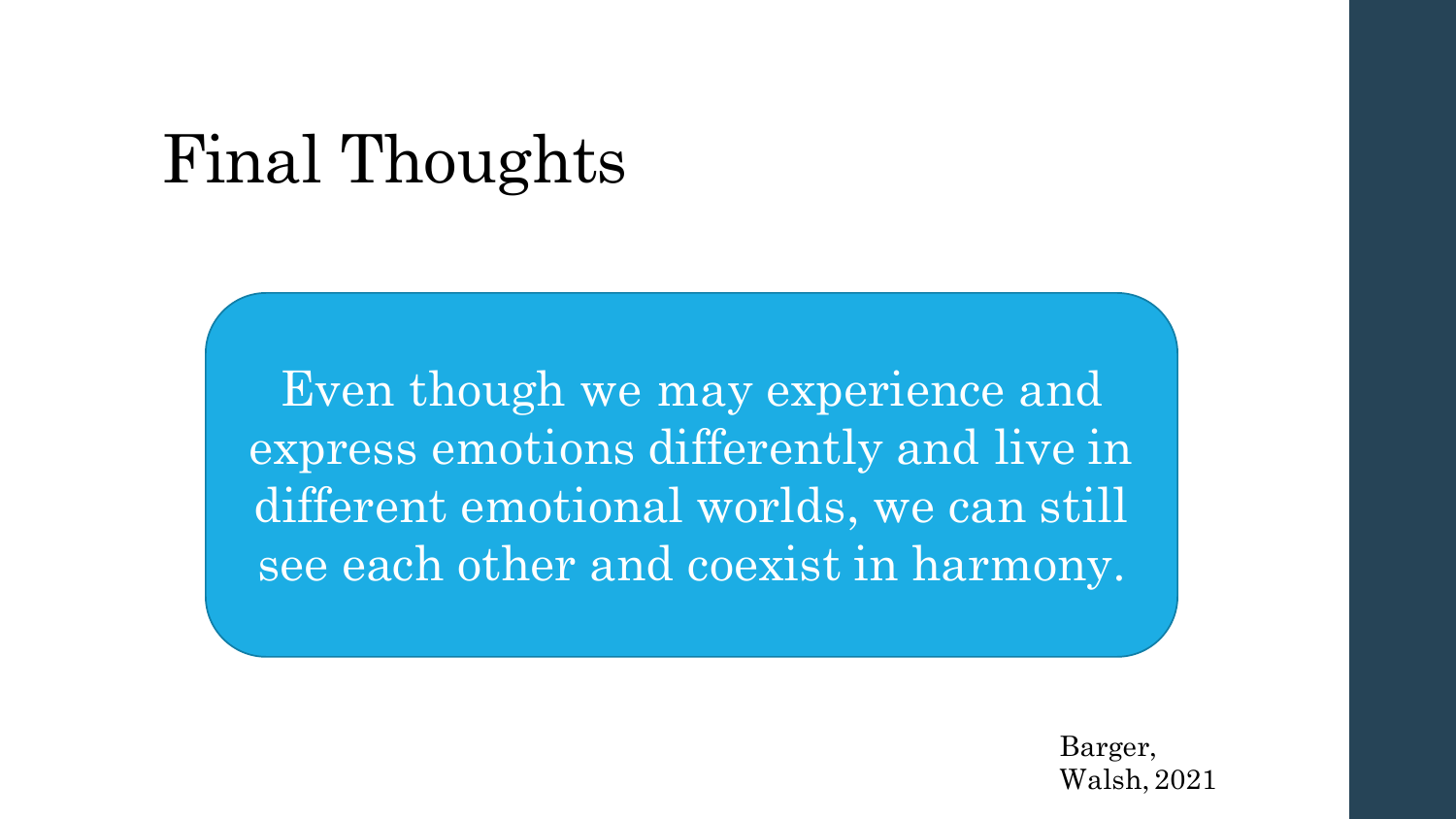# Final Thoughts

Even though we may experience and express emotions differently and live in different emotional worlds, we can still see each other and coexist in harmony.

Barger, Walsh, 2021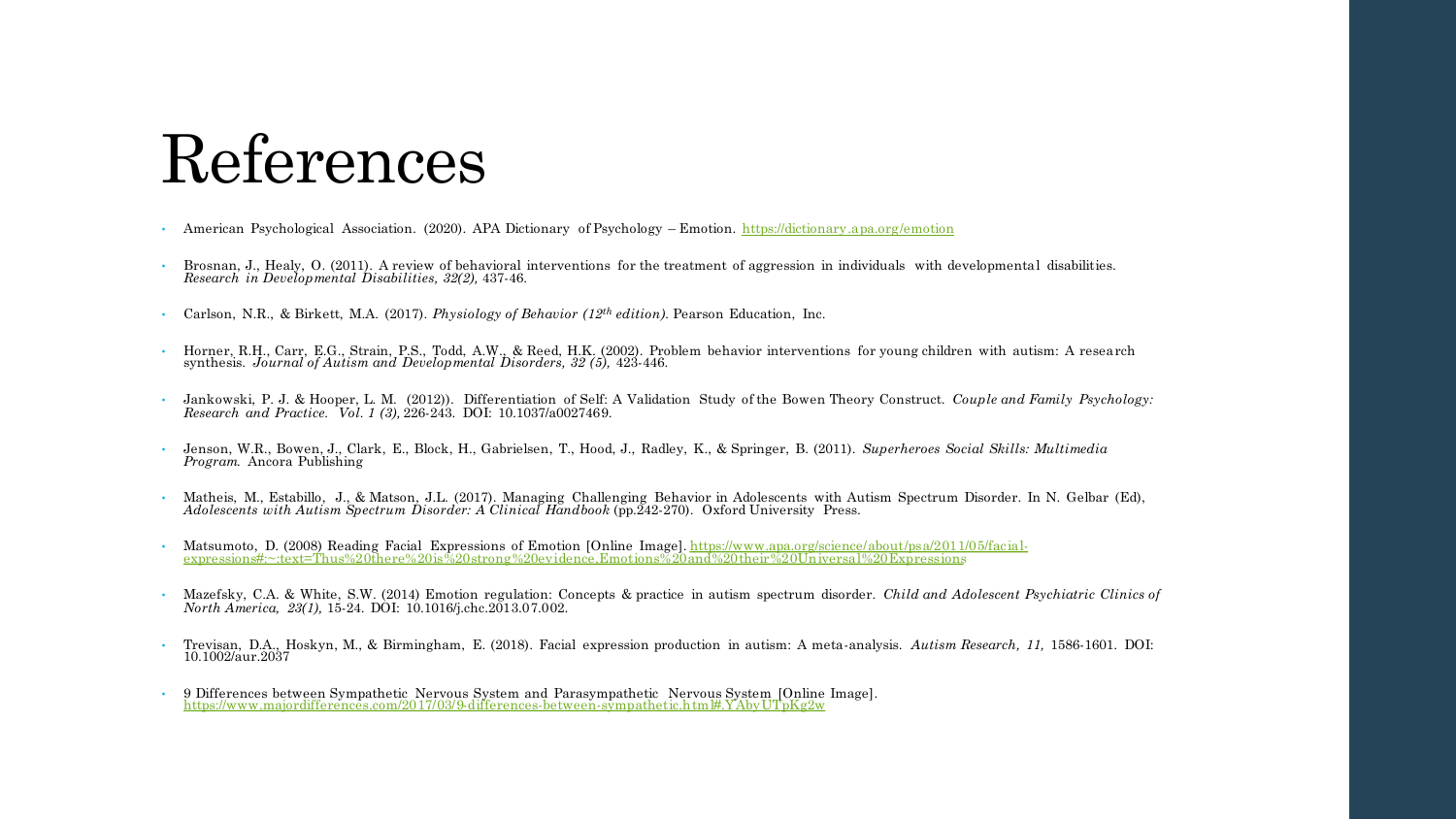# References

- American Psychological Association. (2020). APA Dictionary of Psychology – Emotion. https://dictionary.apa.org/emotion
- Brosnan, J., Healy, O. (2011). A review of behavioral interventions for the treatment of aggression in individuals with developmental disabilities. *Research in Developmental Disabilities, 32(2),* 437-46.
- Carlson, N.R., & Birkett, M.A. (2017). *Physiology of Behavior (12th edition).* Pearson Education, Inc.
- Horner, R.H., Carr, E.G., Strain, P.S., Todd, A.W., & Reed, H.K. (2002). Problem behavior interventions for young children with autism: A research synthesis. *Journal of Autism and Developmental Disorders, 32 (5),* 423-446.
- Jankowski, P. J. & Hooper, L. M. (2012)). Differentiation of Self: A Validation Study of the Bowen Theory Construct. *Couple and Family Psychology: Research and Practice. Vol. 1 (3),* 226-243. DOI: 10.1037/a0027469.
- Jenson, W.R., Bowen, J., Clark, E., Block, H., Gabrielsen, T., Hood, J., Radley, K., & Springer, B. (2011). *Superheroes Social Skills: Multimedia Program.* Ancora Publishing
- Matheis, M., Estabillo, J., & Matson, J.L. (2017). Managing Challenging Behavior in Adolescents with Autism Spectrum Disorder. In N. Gelbar (Ed), *Adolescents with Autism Spectrum Disorder: A Clinical Handbook* (pp.242-270). Oxford University Press.
- Matsumoto, D. (2008) Reading Facial Expressions of Emotion [Online Image]. https://www.apa.org/science/about/psa/2011/05/facial-expressions#:~:text=Thus%20there%20is%20strong%20evidence,Emotions%20and%20their%20Universal%20Expressions
- Mazefsky, C.A. & White, S.W. (2014) Emotion regulation: Concepts & practice in autism spectrum disorder. *Child and Adolescent Psychiatric Clinics of North America, 23(1),* 15-24. DOI: 10.1016/j.chc.2013.07.002.
- Trevisan, D.A., Hoskyn, M., & Birmingham, E. (2018). Facial expression production in autism: A meta-analysis. *Autism Research, 11,* 1586-1601. DOI: 10.1002/aur.2037
- 9 Differences between Sympathetic Nervous System and Parasympathetic Nervous System [Online Image]. https://www.majordifferences.com/2017/03/9-differences-between-sympathetic.html#.YAbyUTpKg2w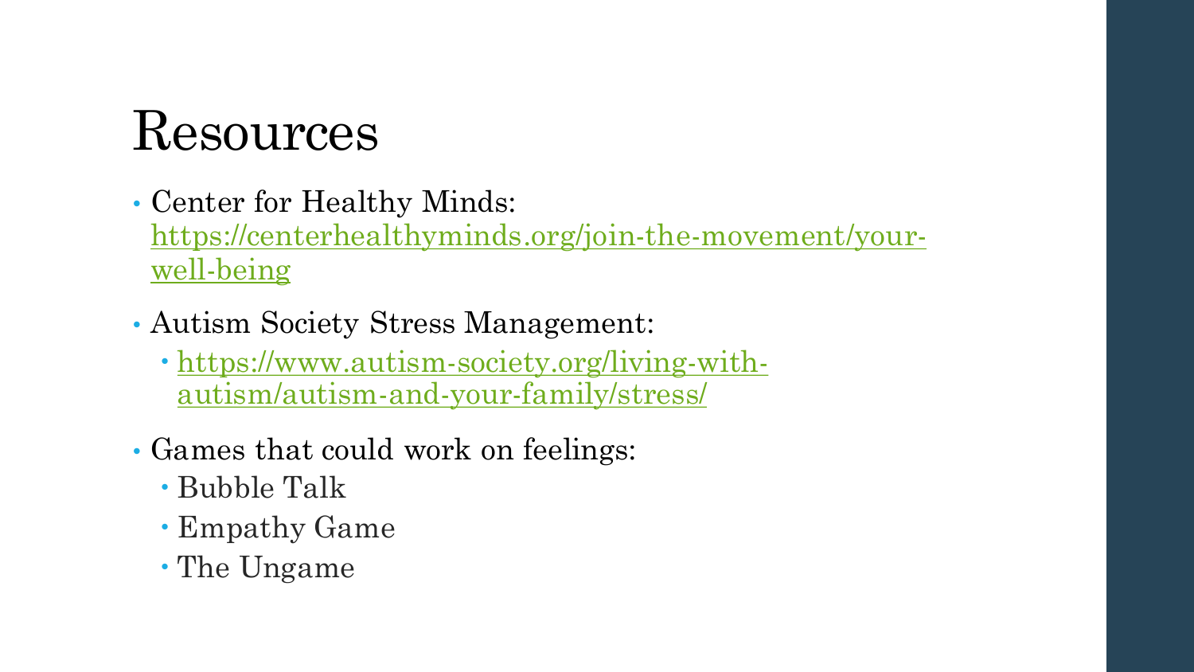# Resources

- Center for Healthy Minds: https://centerhealthyminds.org/join-the-movement/your-well-being
- Autism Society Stress Management:
  - https://www.autism-society.org/living-with-autism/autism-and-your-family/stress/
- Games that could work on feelings:
  - Bubble Talk
  - Empathy Game
  - The Ungame